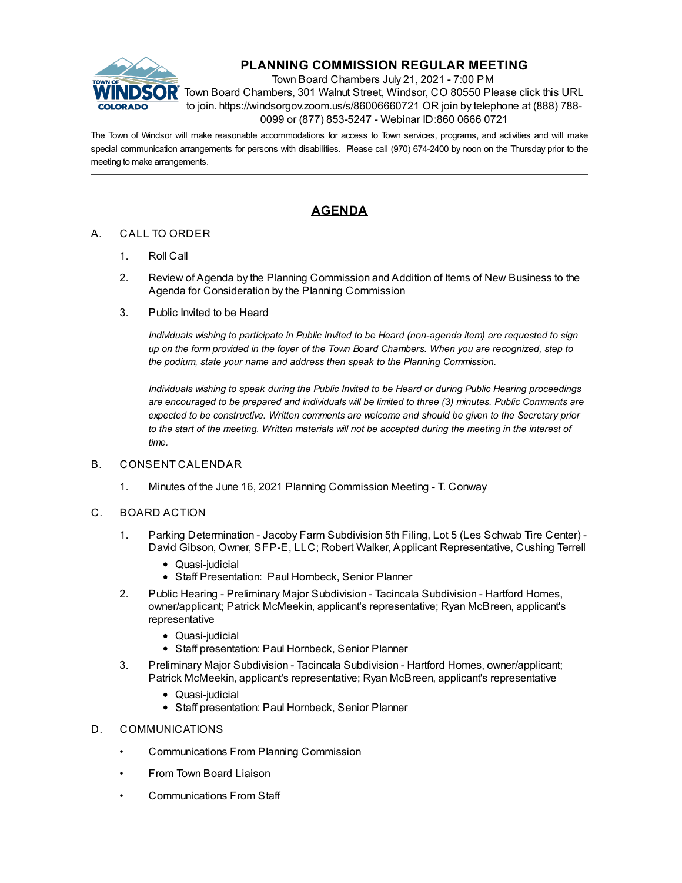# PLANNING COMMISSION REGULAR MEETING

Town Board Chambers July 21, 2021 - 7:00 PM
Town Board Chambers, 301 Walnut Street, Windsor, CO 80550 Please click this URL to join. https://windsorgov.zoom.us/s/86006660721 OR join by telephone at (888) 788-0099 or (877) 853-5247 - Webinar ID:860 0666 0721

The Town of Windsor will make reasonable accommodations for access to Town services, programs, and activities and will make special communication arrangements for persons with disabilities. Please call (970) 674-2400 by noon on the Thursday prior to the meeting to make arrangements.

---

## AGENDA

A. CALL TO ORDER

1. Roll Call
2. Review of Agenda by the Planning Commission and Addition of Items of New Business to the Agenda for Consideration by the Planning Commission
3. Public Invited to be Heard

   *Individuals wishing to participate in Public Invited to be Heard (non-agenda item) are requested to sign up on the form provided in the foyer of the Town Board Chambers. When you are recognized, step to the podium, state your name and address then speak to the Planning Commission.*

   *Individuals wishing to speak during the Public Invited to be Heard or during Public Hearing proceedings are encouraged to be prepared and individuals will be limited to three (3) minutes. Public Comments are expected to be constructive. Written comments are welcome and should be given to the Secretary prior to the start of the meeting. Written materials will not be accepted during the meeting in the interest of time.*

B. CONSENT CALENDAR

1. Minutes of the June 16, 2021 Planning Commission Meeting - T. Conway

C. BOARD ACTION

1. Parking Determination - Jacoby Farm Subdivision 5th Filing, Lot 5 (Les Schwab Tire Center) - David Gibson, Owner, SFP-E, LLC; Robert Walker, Applicant Representative, Cushing Terrell
   - Quasi-judicial
   - Staff Presentation: Paul Hornbeck, Senior Planner
2. Public Hearing - Preliminary Major Subdivision - Tacincala Subdivision - Hartford Homes, owner/applicant; Patrick McMeekin, applicant's representative; Ryan McBreen, applicant's representative
   - Quasi-judicial
   - Staff presentation: Paul Hornbeck, Senior Planner
3. Preliminary Major Subdivision - Tacincala Subdivision - Hartford Homes, owner/applicant; Patrick McMeekin, applicant's representative; Ryan McBreen, applicant's representative
   - Quasi-judicial
   - Staff presentation: Paul Hornbeck, Senior Planner

D. COMMUNICATIONS

- Communications From Planning Commission
- From Town Board Liaison
- Communications From Staff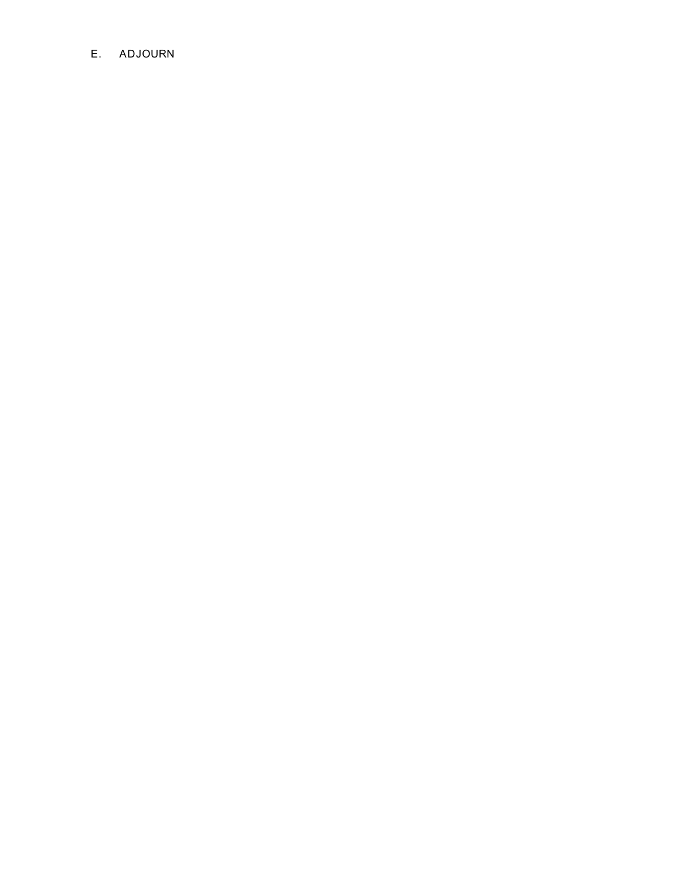E. ADJOURN